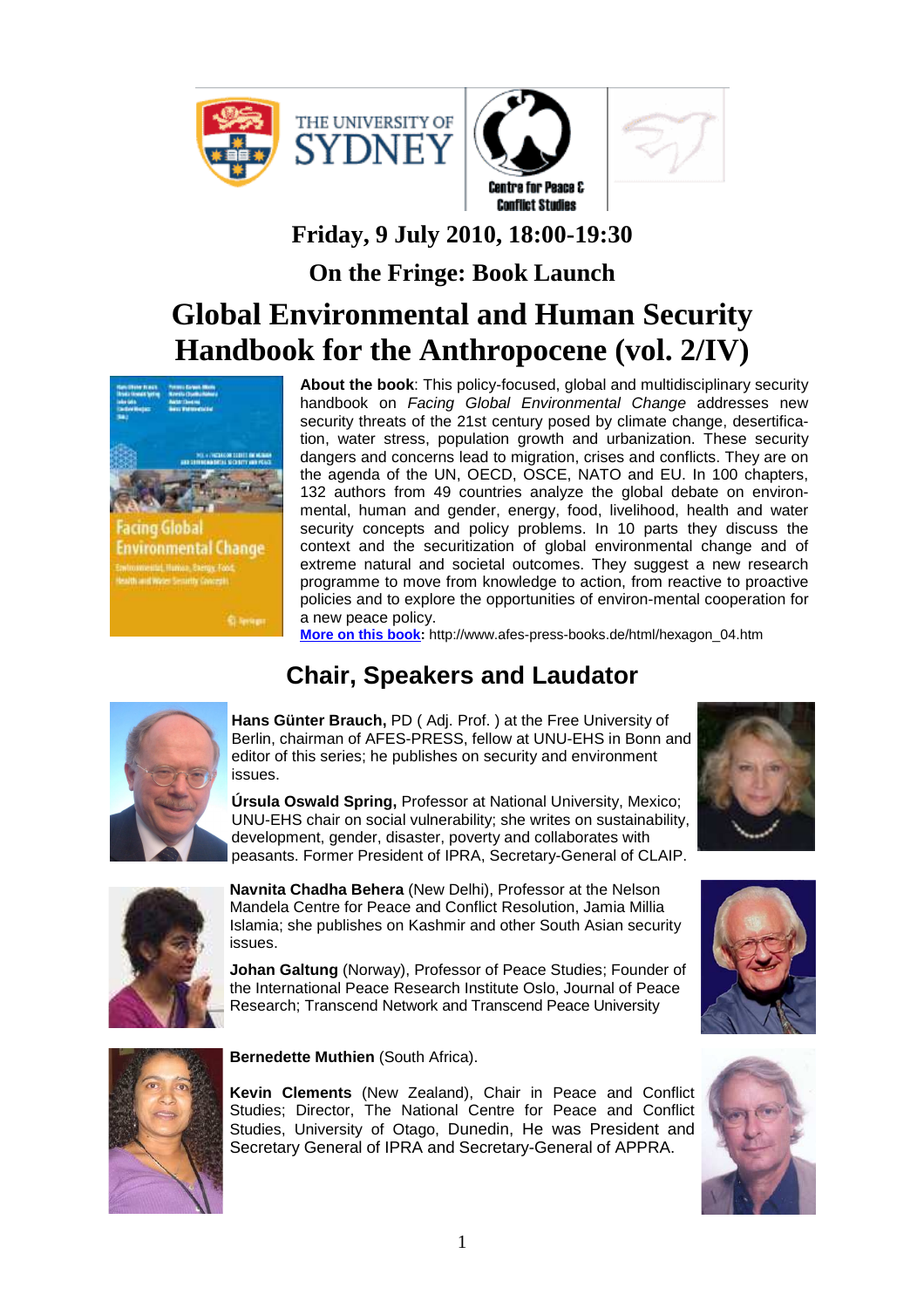**Friday, 9 July 2010, 18:00-19:30**

**On the Fringe: Book Launch**

# Global Environmental and Human Security Handbook for the Anthropocene (vol. 2/IV)

**About the book**: This policy-focused, global and multidisciplinary security handbook on *Facing Global Environmental Change* addresses new security threats of the 21st century posed by climate change, desertification, water stress, population growth and urbanization. These security dangers and concerns lead to migration, crises and conflicts. They are on the agenda of the UN, OECD, OSCE, NATO and EU. In 100 chapters, 132 authors from 49 countries analyze the global debate on environmental, human and gender, energy, food, livelihood, health and water security concepts and policy problems. In 10 parts they discuss the context and the securitization of global environmental change and of extreme natural and societal outcomes. They suggest a new research programme to move from knowledge to action, from reactive to proactive policies and to explore the opportunities of environ-mental cooperation for a new peace policy.

**More on this book:** http://www.afes-press-books.de/html/hexagon_04.htm

## Chair, Speakers and Laudator

**Hans Günter Brauch,** PD ( Adj. Prof. ) at the Free University of Berlin, chairman of AFES-PRESS, fellow at UNU-EHS in Bonn and editor of this series; he publishes on security and environment issues.

**Úrsula Oswald Spring,** Professor at National University, Mexico; UNU-EHS chair on social vulnerability; she writes on sustainability, development, gender, disaster, poverty and collaborates with peasants. Former President of IPRA, Secretary-General of CLAIP.

**Navnita Chadha Behera** (New Delhi), Professor at the Nelson Mandela Centre for Peace and Conflict Resolution, Jamia Millia Islamia; she publishes on Kashmir and other South Asian security issues.

**Johan Galtung** (Norway), Professor of Peace Studies; Founder of the International Peace Research Institute Oslo, Journal of Peace Research; Transcend Network and Transcend Peace University

**Bernedette Muthien** (South Africa).

**Kevin Clements** (New Zealand), Chair in Peace and Conflict Studies; Director, The National Centre for Peace and Conflict Studies, University of Otago, Dunedin, He was President and Secretary General of IPRA and Secretary-General of APPRA.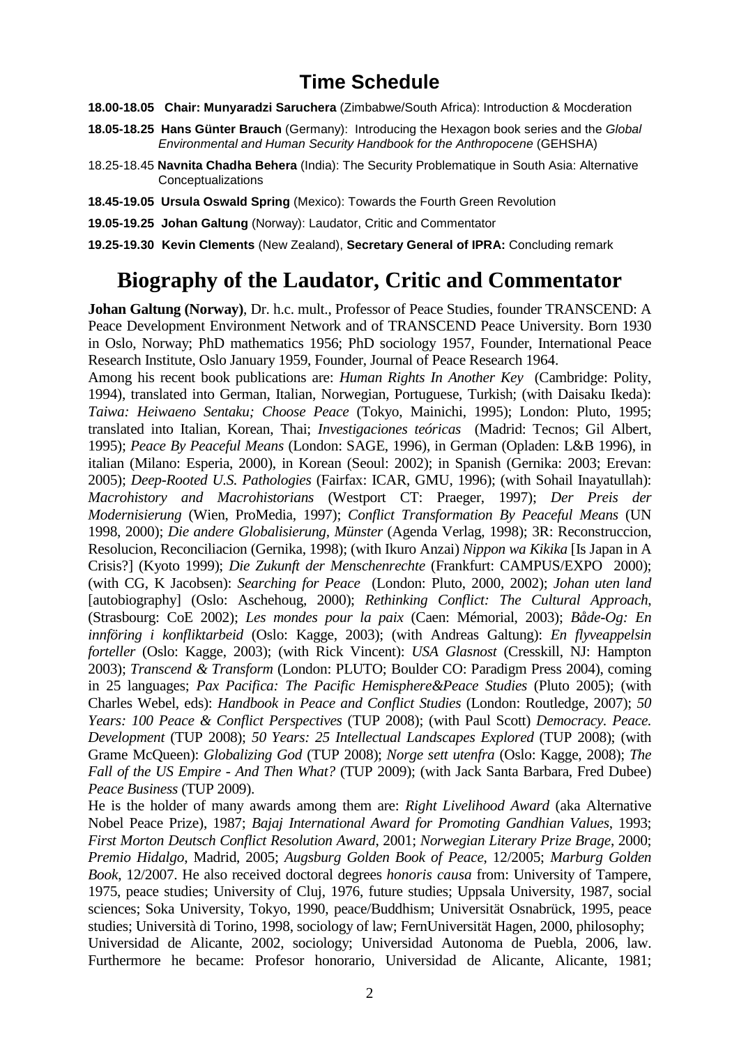## Time Schedule

**18.00-18.05 Chair: Munyaradzi Saruchera** (Zimbabwe/South Africa): Introduction & Mocderation

**18.05-18.25 Hans Günter Brauch** (Germany): Introducing the Hexagon book series and the *Global Environmental and Human Security Handbook for the Anthropocene* (GEHSHA)

18.25-18.45 **Navnita Chadha Behera** (India): The Security Problematique in South Asia: Alternative Conceptualizations

**18.45-19.05 Ursula Oswald Spring** (Mexico): Towards the Fourth Green Revolution

**19.05-19.25 Johan Galtung** (Norway): Laudator, Critic and Commentator

**19.25-19.30 Kevin Clements** (New Zealand), **Secretary General of IPRA:** Concluding remark

# Biography of the Laudator, Critic and Commentator

**Johan Galtung (Norway)**, Dr. h.c. mult., Professor of Peace Studies, founder TRANSCEND: A Peace Development Environment Network and of TRANSCEND Peace University. Born 1930 in Oslo, Norway; PhD mathematics 1956; PhD sociology 1957, Founder, International Peace Research Institute, Oslo January 1959, Founder, Journal of Peace Research 1964.

Among his recent book publications are: *Human Rights In Another Key* (Cambridge: Polity, 1994), translated into German, Italian, Norwegian, Portuguese, Turkish; (with Daisaku Ikeda): *Taiwa: Heiwaeno Sentaku; Choose Peace* (Tokyo, Mainichi, 1995); London: Pluto, 1995; translated into Italian, Korean, Thai; *Investigaciones teóricas* (Madrid: Tecnos; Gil Albert, 1995); *Peace By Peaceful Means* (London: SAGE, 1996), in German (Opladen: L&B 1996), in italian (Milano: Esperia, 2000), in Korean (Seoul: 2002); in Spanish (Gernika: 2003; Erevan: 2005); *Deep-Rooted U.S. Pathologies* (Fairfax: ICAR, GMU, 1996); (with Sohail Inayatullah): *Macrohistory and Macrohistorians* (Westport CT: Praeger, 1997); *Der Preis der Modernisierung* (Wien, ProMedia, 1997); *Conflict Transformation By Peaceful Means* (UN 1998, 2000); *Die andere Globalisierung, Münster* (Agenda Verlag, 1998); 3R: Reconstruccion, Resolucion, Reconciliacion (Gernika, 1998); (with Ikuro Anzai) *Nippon wa Kikika* [Is Japan in A Crisis?] (Kyoto 1999); *Die Zukunft der Menschenrechte* (Frankfurt: CAMPUS/EXPO 2000); (with CG, K Jacobsen): *Searching for Peace* (London: Pluto, 2000, 2002); *Johan uten land* [autobiography] (Oslo: Aschehoug, 2000); *Rethinking Conflict: The Cultural Approach*, (Strasbourg: CoE 2002); *Les mondes pour la paix* (Caen: Mémorial, 2003); *Både-Og: En innföring i konfliktarbeid* (Oslo: Kagge, 2003); (with Andreas Galtung): *En flyveappelsin forteller* (Oslo: Kagge, 2003); (with Rick Vincent): *USA Glasnost* (Cresskill, NJ: Hampton 2003); *Transcend & Transform* (London: PLUTO; Boulder CO: Paradigm Press 2004), coming in 25 languages; *Pax Pacifica: The Pacific Hemisphere&Peace Studies* (Pluto 2005); (with Charles Webel, eds): *Handbook in Peace and Conflict Studies* (London: Routledge, 2007); *50 Years: 100 Peace & Conflict Perspectives* (TUP 2008); (with Paul Scott) *Democracy. Peace. Development* (TUP 2008); *50 Years: 25 Intellectual Landscapes Explored* (TUP 2008); (with Grame McQueen): *Globalizing God* (TUP 2008); *Norge sett utenfra* (Oslo: Kagge, 2008); *The Fall of the US Empire - And Then What?* (TUP 2009); (with Jack Santa Barbara, Fred Dubee) *Peace Business* (TUP 2009).

He is the holder of many awards among them are: *Right Livelihood Award* (aka Alternative Nobel Peace Prize), 1987; *Bajaj International Award for Promoting Gandhian Values*, 1993; *First Morton Deutsch Conflict Resolution Award*, 2001; *Norwegian Literary Prize Brage*, 2000; *Premio Hidalgo*, Madrid, 2005; *Augsburg Golden Book of Peace*, 12/2005; *Marburg Golden Book*, 12/2007. He also received doctoral degrees *honoris causa* from: University of Tampere, 1975, peace studies; University of Cluj, 1976, future studies; Uppsala University, 1987, social sciences; Soka University, Tokyo, 1990, peace/Buddhism; Universität Osnabrück, 1995, peace studies; Università di Torino, 1998, sociology of law; FernUniversität Hagen, 2000, philosophy; Universidad de Alicante, 2002, sociology; Universidad Autonoma de Puebla, 2006, law. Furthermore he became: Profesor honorario, Universidad de Alicante, Alicante, 1981;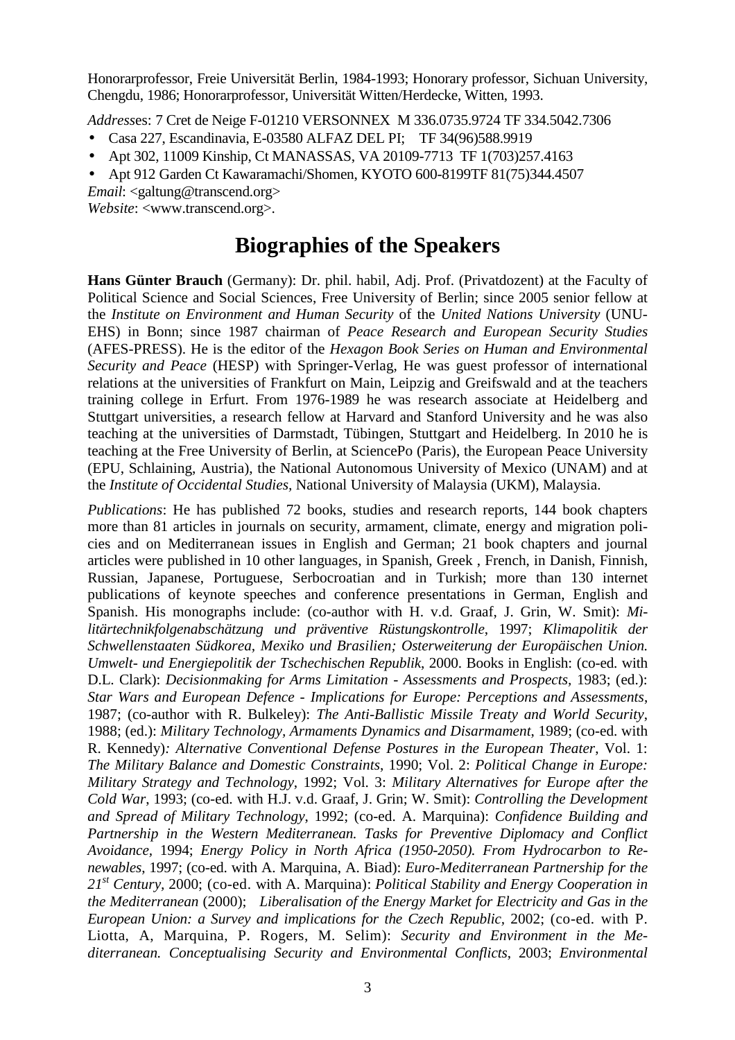Honorarprofessor, Freie Universität Berlin, 1984-1993; Honorary professor, Sichuan University, Chengdu, 1986; Honorarprofessor, Universität Witten/Herdecke, Witten, 1993.

*Address*es: 7 Cret de Neige F-01210 VERSONNEX M 336.0735.9724 TF 334.5042.7306

- Casa 227, Escandinavia, E-03580 ALFAZ DEL PI; TF 34(96)588.9919
- Apt 302, 11009 Kinship, Ct MANASSAS, VA 20109-7713 TF 1(703)257.4163
- Apt 912 Garden Ct Kawaramachi/Shomen, KYOTO 600-8199TF 81(75)344.4507

*Email*: <galtung@transcend.org>
*Website*: <www.transcend.org>.

# Biographies of the Speakers

**Hans Günter Brauch** (Germany): Dr. phil. habil, Adj. Prof. (Privatdozent) at the Faculty of Political Science and Social Sciences, Free University of Berlin; since 2005 senior fellow at the *Institute on Environment and Human Security* of the *United Nations University* (UNU-EHS) in Bonn; since 1987 chairman of *Peace Research and European Security Studies* (AFES-PRESS). He is the editor of the *Hexagon Book Series on Human and Environmental Security and Peace* (HESP) with Springer-Verlag, He was guest professor of international relations at the universities of Frankfurt on Main, Leipzig and Greifswald and at the teachers training college in Erfurt. From 1976-1989 he was research associate at Heidelberg and Stuttgart universities, a research fellow at Harvard and Stanford University and he was also teaching at the universities of Darmstadt, Tübingen, Stuttgart and Heidelberg. In 2010 he is teaching at the Free University of Berlin, at SciencePo (Paris), the European Peace University (EPU, Schlaining, Austria), the National Autonomous University of Mexico (UNAM) and at the *Institute of Occidental Studies*, National University of Malaysia (UKM), Malaysia.

*Publications*: He has published 72 books, studies and research reports, 144 book chapters more than 81 articles in journals on security, armament, climate, energy and migration policies and on Mediterranean issues in English and German; 21 book chapters and journal articles were published in 10 other languages, in Spanish, Greek , French, in Danish, Finnish, Russian, Japanese, Portuguese, Serbocroatian and in Turkish; more than 130 internet publications of keynote speeches and conference presentations in German, English and Spanish. His monographs include: (co-author with H. v.d. Graaf, J. Grin, W. Smit): *Militärtechnikfolgenabschätzung und präventive Rüstungskontrolle*, 1997; *Klimapolitik der Schwellenstaaten Südkorea, Mexiko und Brasilien; Osterweiterung der Europäischen Union. Umwelt- und Energiepolitik der Tschechischen Republik*, 2000. Books in English: (co-ed. with D.L. Clark): *Decisionmaking for Arms Limitation - Assessments and Prospects*, 1983; (ed.): *Star Wars and European Defence - Implications for Europe: Perceptions and Assessments*, 1987; (co-author with R. Bulkeley): *The Anti-Ballistic Missile Treaty and World Security*, 1988; (ed.): *Military Technology, Armaments Dynamics and Disarmament*, 1989; (co-ed. with R. Kennedy)*: Alternative Conventional Defense Postures in the European Theater*, Vol. 1: *The Military Balance and Domestic Constraints*, 1990; Vol. 2: *Political Change in Europe: Military Strategy and Technology*, 1992; Vol. 3: *Military Alternatives for Europe after the Cold War*, 1993; (co-ed. with H.J. v.d. Graaf, J. Grin; W. Smit): *Controlling the Development and Spread of Military Technology*, 1992; (co-ed. A. Marquina): *Confidence Building and Partnership in the Western Mediterranean. Tasks for Preventive Diplomacy and Conflict Avoidance*, 1994; *Energy Policy in North Africa (1950-2050). From Hydrocarbon to Renewables*, 1997; (co-ed. with A. Marquina, A. Biad): *Euro-Mediterranean Partnership for the 21st Century*, 2000; (co-ed. with A. Marquina): *Political Stability and Energy Cooperation in the Mediterranean* (2000); *Liberalisation of the Energy Market for Electricity and Gas in the European Union: a Survey and implications for the Czech Republic*, 2002; (co-ed. with P. Liotta, A, Marquina, P. Rogers, M. Selim): *Security and Environment in the Mediterranean. Conceptualising Security and Environmental Conflicts*, 2003; *Environmental*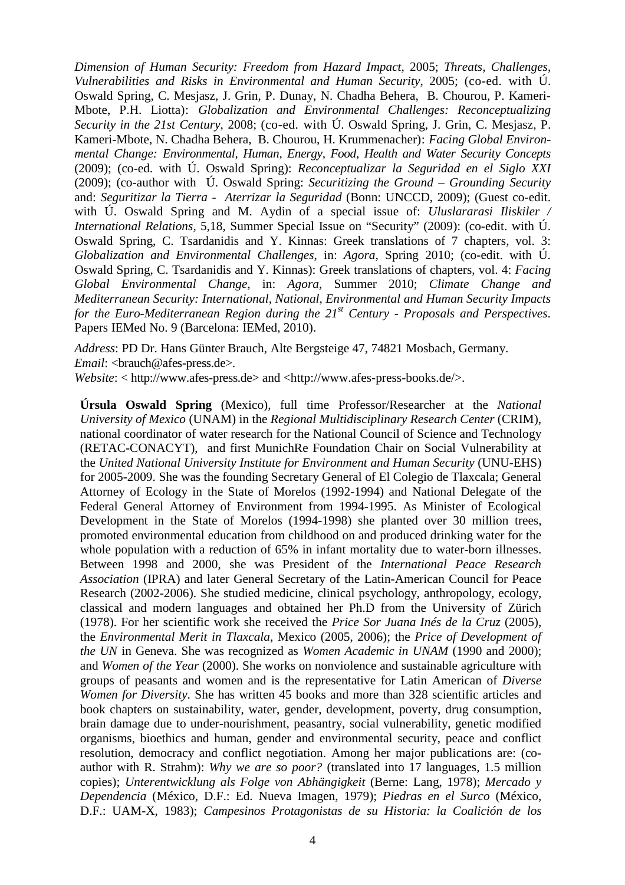*Dimension of Human Security: Freedom from Hazard Impact*, 2005; *Threats, Challenges, Vulnerabilities and Risks in Environmental and Human Security*, 2005; (co-ed. with Ú. Oswald Spring, C. Mesjasz, J. Grin, P. Dunay, N. Chadha Behera, B. Chourou, P. Kameri-Mbote, P.H. Liotta): *Globalization and Environmental Challenges: Reconceptualizing Security in the 21st Century*, 2008; (co-ed. with Ú. Oswald Spring, J. Grin, C. Mesjasz, P. Kameri-Mbote, N. Chadha Behera, B. Chourou, H. Krummenacher): *Facing Global Environmental Change: Environmental, Human, Energy, Food, Health and Water Security Concepts* (2009); (co-ed. with Ú. Oswald Spring): *Reconceptualizar la Seguridad en el Siglo XXI* (2009); (co-author with Ú. Oswald Spring: *Securitizing the Ground – Grounding Security* and: *Seguritizar la Tierra - Aterrizar la Seguridad* (Bonn: UNCCD, 2009); (Guest co-edit. with Ú. Oswald Spring and M. Aydin of a special issue of: *Uluslararasi Iliskiler / International Relations*, 5,18, Summer Special Issue on "Security" (2009): (co-edit. with Ú. Oswald Spring, C. Tsardanidis and Y. Kinnas: Greek translations of 7 chapters, vol. 3: *Globalization and Environmental Challenges*, in: *Agora*, Spring 2010; (co-edit. with Ú. Oswald Spring, C. Tsardanidis and Y. Kinnas): Greek translations of chapters, vol. 4: *Facing Global Environmental Change*, in: *Agora*, Summer 2010; *Climate Change and Mediterranean Security: International, National, Environmental and Human Security Impacts for the Euro-Mediterranean Region during the 21st Century - Proposals and Perspectives*. Papers IEMed No. 9 (Barcelona: IEMed, 2010).

*Address*: PD Dr. Hans Günter Brauch, Alte Bergsteige 47, 74821 Mosbach, Germany.
*Email*: <brauch@afes-press.de>.
*Website*: < http://www.afes-press.de> and <http://www.afes-press-books.de/>.

**Úrsula Oswald Spring** (Mexico), full time Professor/Researcher at the *National University of Mexico* (UNAM) in the *Regional Multidisciplinary Research Center* (CRIM), national coordinator of water research for the National Council of Science and Technology (RETAC-CONACYT), and first MunichRe Foundation Chair on Social Vulnerability at the *United National University Institute for Environment and Human Security* (UNU-EHS) for 2005-2009. She was the founding Secretary General of El Colegio de Tlaxcala; General Attorney of Ecology in the State of Morelos (1992-1994) and National Delegate of the Federal General Attorney of Environment from 1994-1995. As Minister of Ecological Development in the State of Morelos (1994-1998) she planted over 30 million trees, promoted environmental education from childhood on and produced drinking water for the whole population with a reduction of 65% in infant mortality due to water-born illnesses. Between 1998 and 2000, she was President of the *International Peace Research Association* (IPRA) and later General Secretary of the Latin-American Council for Peace Research (2002-2006). She studied medicine, clinical psychology, anthropology, ecology, classical and modern languages and obtained her Ph.D from the University of Zürich (1978). For her scientific work she received the *Price Sor Juana Inés de la Cruz* (2005), the *Environmental Merit in Tlaxcala*, Mexico (2005, 2006); the *Price of Development of the UN* in Geneva. She was recognized as *Women Academic in UNAM* (1990 and 2000); and *Women of the Year* (2000). She works on nonviolence and sustainable agriculture with groups of peasants and women and is the representative for Latin American of *Diverse Women for Diversity*. She has written 45 books and more than 328 scientific articles and book chapters on sustainability, water, gender, development, poverty, drug consumption, brain damage due to under-nourishment, peasantry, social vulnerability, genetic modified organisms, bioethics and human, gender and environmental security, peace and conflict resolution, democracy and conflict negotiation. Among her major publications are: (co-author with R. Strahm): *Why we are so poor?* (translated into 17 languages, 1.5 million copies); *Unterentwicklung als Folge von Abhängigkeit* (Berne: Lang, 1978); *Mercado y Dependencia* (México, D.F.: Ed. Nueva Imagen, 1979); *Piedras en el Surco* (México, D.F.: UAM-X, 1983); *Campesinos Protagonistas de su Historia: la Coalición de los*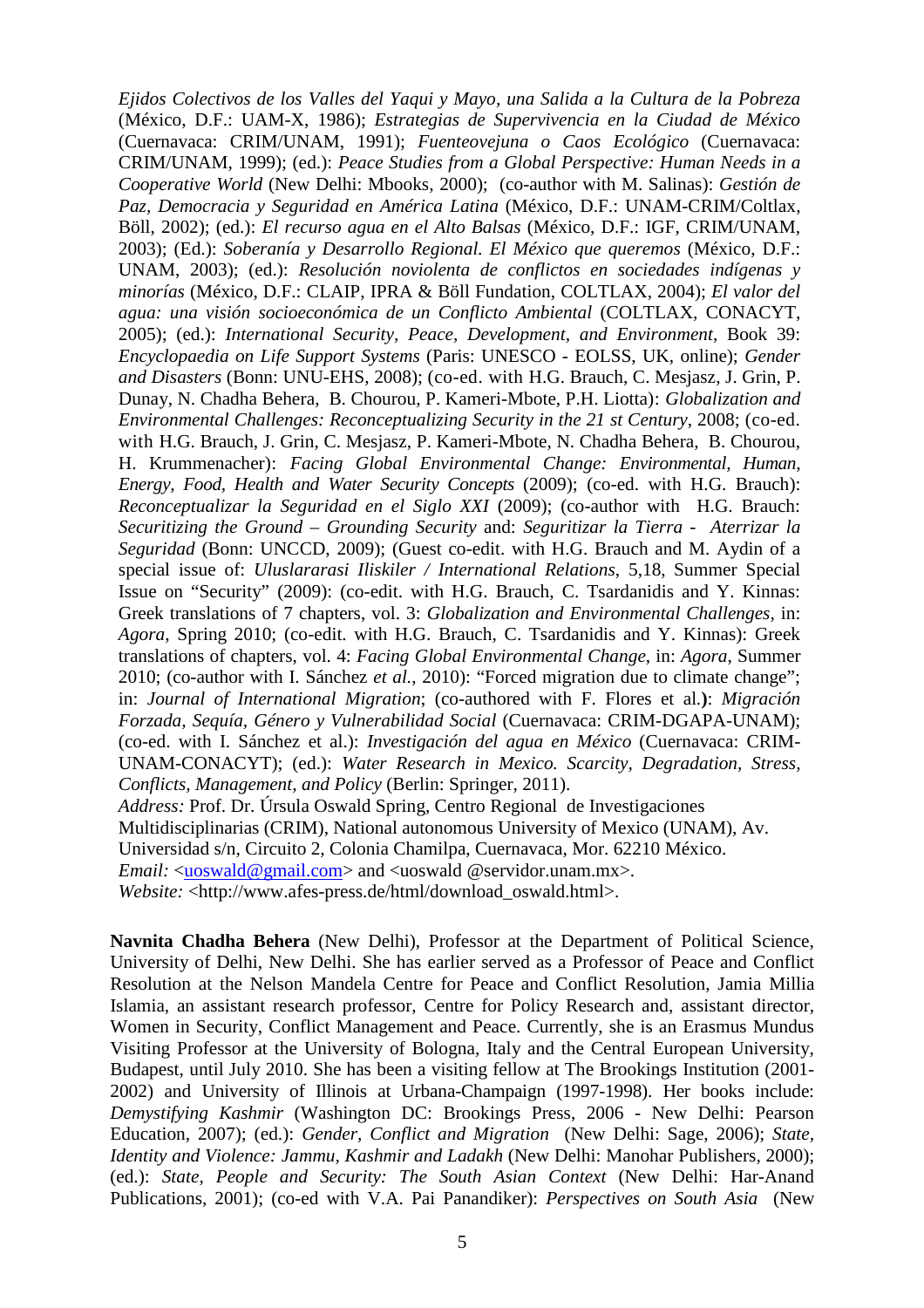*Ejidos Colectivos de los Valles del Yaqui y Mayo, una Salida a la Cultura de la Pobreza* (México, D.F.: UAM-X, 1986); *Estrategias de Supervivencia en la Ciudad de México* (Cuernavaca: CRIM/UNAM, 1991); *Fuenteovejuna o Caos Ecológico* (Cuernavaca: CRIM/UNAM, 1999); (ed.): *Peace Studies from a Global Perspective: Human Needs in a Cooperative World* (New Delhi: Mbooks, 2000); (co-author with M. Salinas): *Gestión de Paz, Democracia y Seguridad en América Latina* (México, D.F.: UNAM-CRIM/Coltlax, Böll, 2002); (ed.): *El recurso agua en el Alto Balsas* (México, D.F.: IGF, CRIM/UNAM, 2003); (Ed.): *Soberanía y Desarrollo Regional. El México que queremos* (México, D.F.: UNAM, 2003); (ed.): *Resolución noviolenta de conflictos en sociedades indígenas y minorías* (México, D.F.: CLAIP, IPRA & Böll Fundation, COLTLAX, 2004); *El valor del agua: una visión socioeconómica de un Conflicto Ambiental* (COLTLAX, CONACYT, 2005); (ed.): *International Security, Peace, Development, and Environment*, Book 39: *Encyclopaedia on Life Support Systems* (Paris: UNESCO - EOLSS, UK, online); *Gender and Disasters* (Bonn: UNU-EHS, 2008); (co-ed. with H.G. Brauch, C. Mesjasz, J. Grin, P. Dunay, N. Chadha Behera, B. Chourou, P. Kameri-Mbote, P.H. Liotta): *Globalization and Environmental Challenges: Reconceptualizing Security in the 21 st Century*, 2008; (co-ed. with H.G. Brauch, J. Grin, C. Mesjasz, P. Kameri-Mbote, N. Chadha Behera, B. Chourou, H. Krummenacher): *Facing Global Environmental Change: Environmental, Human, Energy, Food, Health and Water Security Concepts* (2009); (co-ed. with H.G. Brauch): *Reconceptualizar la Seguridad en el Siglo XXI* (2009); (co-author with H.G. Brauch: *Securitizing the Ground – Grounding Security* and: *Seguritizar la Tierra - Aterrizar la Seguridad* (Bonn: UNCCD, 2009); (Guest co-edit. with H.G. Brauch and M. Aydin of a special issue of: *Uluslararasi Iliskiler / International Relations*, 5,18, Summer Special Issue on "Security" (2009): (co-edit. with H.G. Brauch, C. Tsardanidis and Y. Kinnas: Greek translations of 7 chapters, vol. 3: *Globalization and Environmental Challenges*, in: *Agora*, Spring 2010; (co-edit. with H.G. Brauch, C. Tsardanidis and Y. Kinnas): Greek translations of chapters, vol. 4: *Facing Global Environmental Change*, in: *Agora*, Summer 2010; (co-author with I. Sánchez *et al.*, 2010): "Forced migration due to climate change"; in: *Journal of International Migration*; (co-authored with F. Flores et al.**)**: *Migración Forzada, Sequía, Género y Vulnerabilidad Social* (Cuernavaca: CRIM-DGAPA-UNAM); (co-ed. with I. Sánchez et al.): *Investigación del agua en México* (Cuernavaca: CRIM-UNAM-CONACYT); (ed.): *Water Research in Mexico. Scarcity, Degradation, Stress, Conflicts, Management, and Policy* (Berlin: Springer, 2011).
*Address:* Prof. Dr. Úrsula Oswald Spring, Centro Regional de Investigaciones Multidisciplinarias (CRIM), National autonomous University of Mexico (UNAM), Av. Universidad s/n, Circuito 2, Colonia Chamilpa, Cuernavaca, Mor. 62210 México.
*Email:* <uoswald@gmail.com> and <uoswald @servidor.unam.mx>.
*Website:* <http://www.afes-press.de/html/download_oswald.html>.

**Navnita Chadha Behera** (New Delhi), Professor at the Department of Political Science, University of Delhi, New Delhi. She has earlier served as a Professor of Peace and Conflict Resolution at the Nelson Mandela Centre for Peace and Conflict Resolution, Jamia Millia Islamia, an assistant research professor, Centre for Policy Research and, assistant director, Women in Security, Conflict Management and Peace. Currently, she is an Erasmus Mundus Visiting Professor at the University of Bologna, Italy and the Central European University, Budapest, until July 2010. She has been a visiting fellow at The Brookings Institution (2001-2002) and University of Illinois at Urbana-Champaign (1997-1998). Her books include: *Demystifying Kashmir* (Washington DC: Brookings Press, 2006 - New Delhi: Pearson Education, 2007); (ed.): *Gender, Conflict and Migration* (New Delhi: Sage, 2006); *State, Identity and Violence: Jammu, Kashmir and Ladakh* (New Delhi: Manohar Publishers, 2000); (ed.): *State, People and Security: The South Asian Context* (New Delhi: Har-Anand Publications, 2001); (co-ed with V.A. Pai Panandiker): *Perspectives on South Asia* (New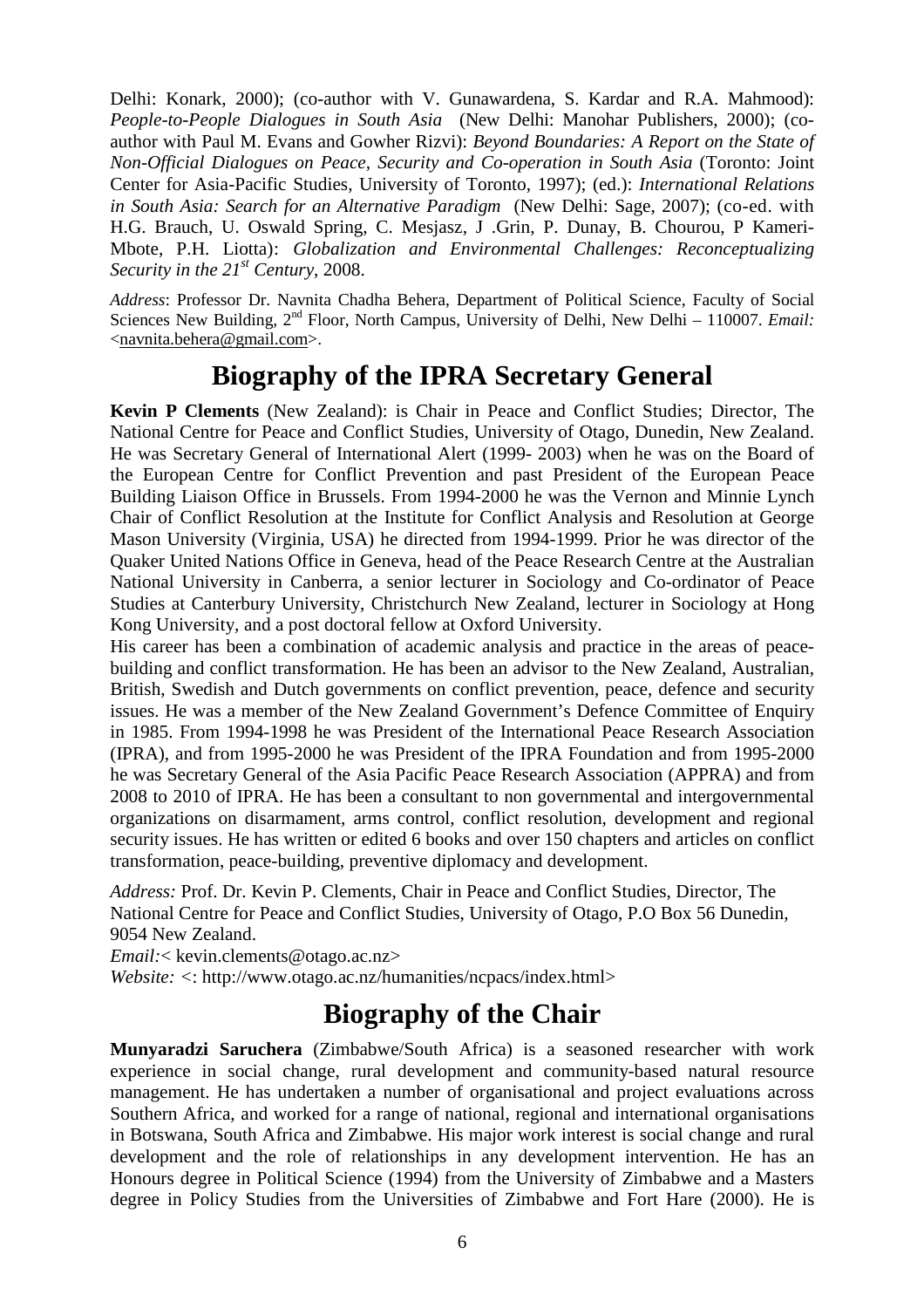Delhi: Konark, 2000); (co-author with V. Gunawardena, S. Kardar and R.A. Mahmood): *People-to-People Dialogues in South Asia* (New Delhi: Manohar Publishers, 2000); (co-author with Paul M. Evans and Gowher Rizvi): *Beyond Boundaries: A Report on the State of Non-Official Dialogues on Peace, Security and Co-operation in South Asia* (Toronto: Joint Center for Asia-Pacific Studies, University of Toronto, 1997); (ed.): *International Relations in South Asia: Search for an Alternative Paradigm* (New Delhi: Sage, 2007); (co-ed. with H.G. Brauch, U. Oswald Spring, C. Mesjasz, J .Grin, P. Dunay, B. Chourou, P Kameri-Mbote, P.H. Liotta): *Globalization and Environmental Challenges: Reconceptualizing Security in the 21st Century*, 2008.

*Address*: Professor Dr. Navnita Chadha Behera, Department of Political Science, Faculty of Social Sciences New Building, 2nd Floor, North Campus, University of Delhi, New Delhi – 110007. *Email:* <navnita.behera@gmail.com>.

## Biography of the IPRA Secretary General

**Kevin P Clements** (New Zealand): is Chair in Peace and Conflict Studies; Director, The National Centre for Peace and Conflict Studies, University of Otago, Dunedin, New Zealand. He was Secretary General of International Alert (1999- 2003) when he was on the Board of the European Centre for Conflict Prevention and past President of the European Peace Building Liaison Office in Brussels. From 1994-2000 he was the Vernon and Minnie Lynch Chair of Conflict Resolution at the Institute for Conflict Analysis and Resolution at George Mason University (Virginia, USA) he directed from 1994-1999. Prior he was director of the Quaker United Nations Office in Geneva, head of the Peace Research Centre at the Australian National University in Canberra, a senior lecturer in Sociology and Co-ordinator of Peace Studies at Canterbury University, Christchurch New Zealand, lecturer in Sociology at Hong Kong University, and a post doctoral fellow at Oxford University.

His career has been a combination of academic analysis and practice in the areas of peace-building and conflict transformation. He has been an advisor to the New Zealand, Australian, British, Swedish and Dutch governments on conflict prevention, peace, defence and security issues. He was a member of the New Zealand Government's Defence Committee of Enquiry in 1985. From 1994-1998 he was President of the International Peace Research Association (IPRA), and from 1995-2000 he was President of the IPRA Foundation and from 1995-2000 he was Secretary General of the Asia Pacific Peace Research Association (APPRA) and from 2008 to 2010 of IPRA. He has been a consultant to non governmental and intergovernmental organizations on disarmament, arms control, conflict resolution, development and regional security issues. He has written or edited 6 books and over 150 chapters and articles on conflict transformation, peace-building, preventive diplomacy and development.

*Address:* Prof. Dr. Kevin P. Clements, Chair in Peace and Conflict Studies, Director, The National Centre for Peace and Conflict Studies, University of Otago, P.O Box 56 Dunedin, 9054 New Zealand.

*Email:*< kevin.clements@otago.ac.nz>

*Website:* <: http://www.otago.ac.nz/humanities/ncpacs/index.html>

## Biography of the Chair

**Munyaradzi Saruchera** (Zimbabwe/South Africa) is a seasoned researcher with work experience in social change, rural development and community-based natural resource management. He has undertaken a number of organisational and project evaluations across Southern Africa, and worked for a range of national, regional and international organisations in Botswana, South Africa and Zimbabwe. His major work interest is social change and rural development and the role of relationships in any development intervention. He has an Honours degree in Political Science (1994) from the University of Zimbabwe and a Masters degree in Policy Studies from the Universities of Zimbabwe and Fort Hare (2000). He is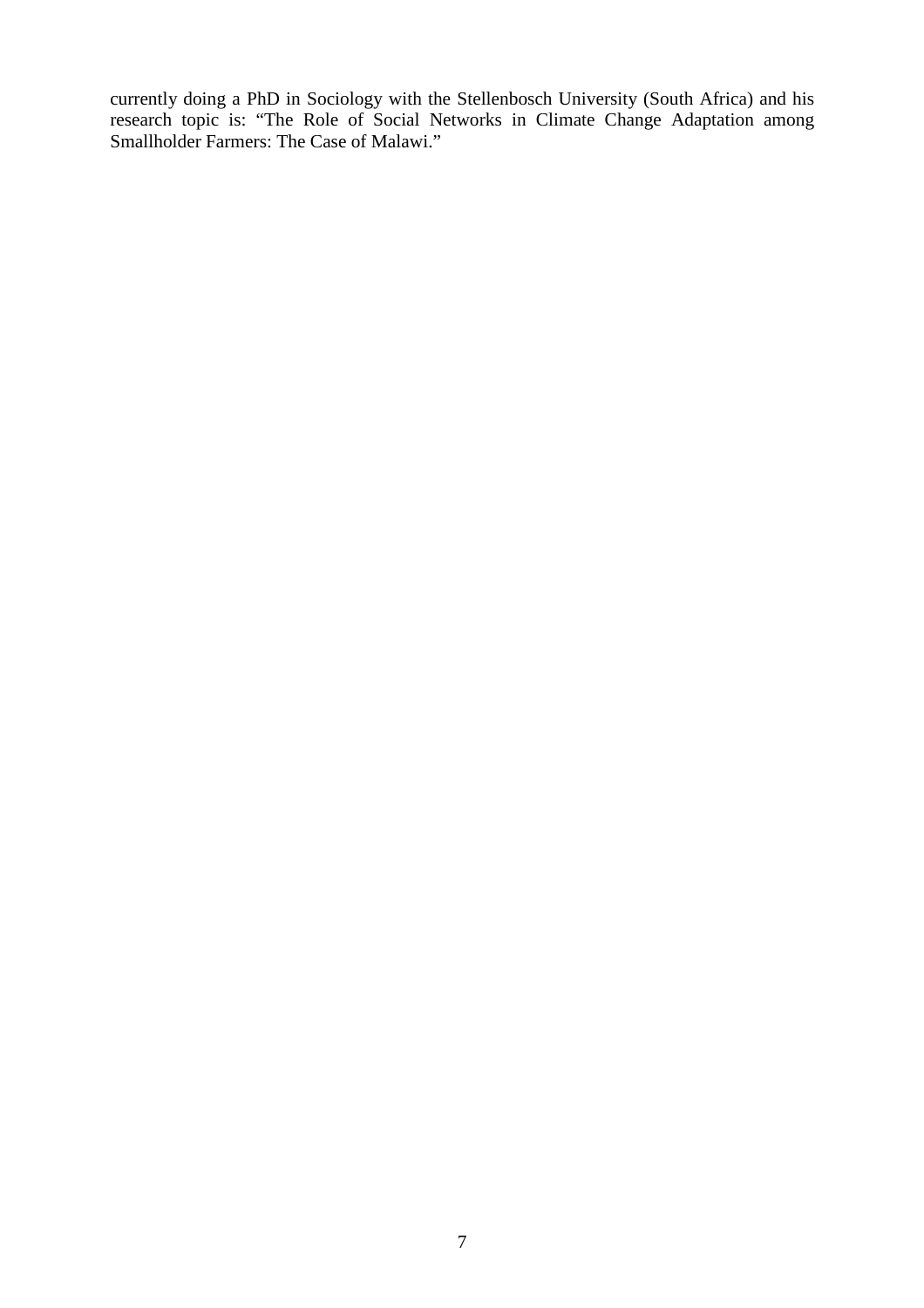currently doing a PhD in Sociology with the Stellenbosch University (South Africa) and his research topic is: "The Role of Social Networks in Climate Change Adaptation among Smallholder Farmers: The Case of Malawi."